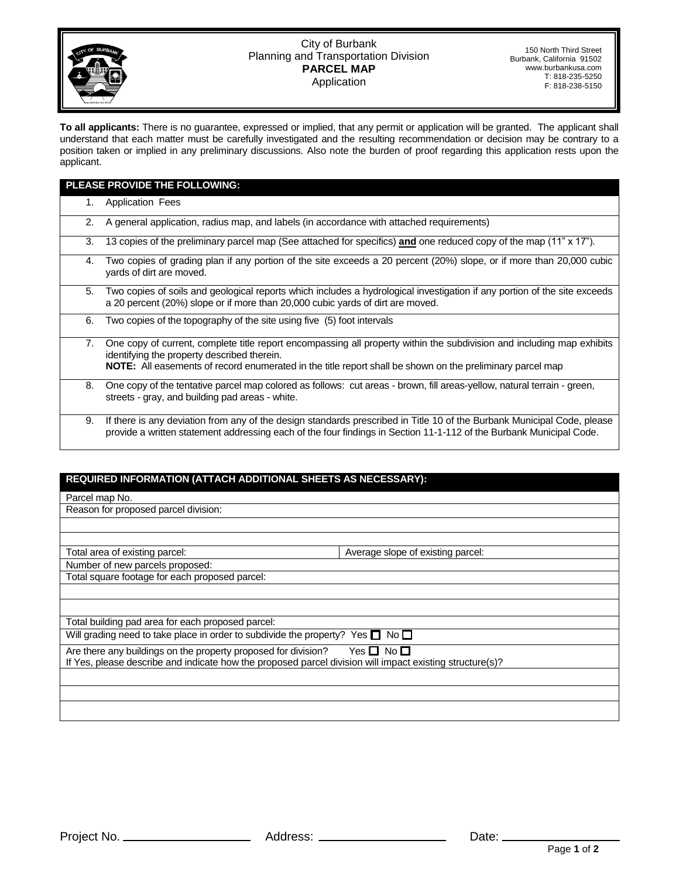City of Burbank
Planning and Transportation Division
**PARCEL MAP**
Application

150 North Third Street
Burbank, California 91502
www.burbankusa.com
T: 818-235-5250
F: 818-238-5150

**To all applicants:** There is no guarantee, expressed or implied, that any permit or application will be granted. The applicant shall understand that each matter must be carefully investigated and the resulting recommendation or decision may be contrary to a position taken or implied in any preliminary discussions. Also note the burden of proof regarding this application rests upon the applicant.

| **PLEASE PROVIDE THE FOLLOWING:** | |
|---|---|
| 1. | Application Fees |
| 2. | A general application, radius map, and labels (in accordance with attached requirements) |
| 3. | 13 copies of the preliminary parcel map (See attached for specifics) **and** one reduced copy of the map (11" x 17"). |
| 4. | Two copies of grading plan if any portion of the site exceeds a 20 percent (20%) slope, or if more than 20,000 cubic yards of dirt are moved. |
| 5. | Two copies of soils and geological reports which includes a hydrological investigation if any portion of the site exceeds a 20 percent (20%) slope or if more than 20,000 cubic yards of dirt are moved. |
| 6. | Two copies of the topography of the site using five (5) foot intervals |
| 7. | One copy of current, complete title report encompassing all property within the subdivision and including map exhibits identifying the property described therein. **NOTE:** All easements of record enumerated in the title report shall be shown on the preliminary parcel map |
| 8. | One copy of the tentative parcel map colored as follows: cut areas - brown, fill areas-yellow, natural terrain - green, streets - gray, and building pad areas - white. |
| 9. | If there is any deviation from any of the design standards prescribed in Title 10 of the Burbank Municipal Code, please provide a written statement addressing each of the four findings in Section 11-1-112 of the Burbank Municipal Code. |

| **REQUIRED INFORMATION (ATTACH ADDITIONAL SHEETS AS NECESSARY):** | |
|---|---|
| Parcel map No. | |
| Reason for proposed parcel division: | |
| | |
| | |
| Total area of existing parcel: | Average slope of existing parcel: |
| Number of new parcels proposed: | |
| Total square footage for each proposed parcel: | |
| | |
| | |
| Total building pad area for each proposed parcel: | |
| Will grading need to take place in order to subdivide the property? Yes ☐ No ☐ | |
| Are there any buildings on the property proposed for division? Yes ☐ No ☐ If Yes, please describe and indicate how the proposed parcel division will impact existing structure(s)? | |
| | |
| | |
| | |

Project No. \_\_\_\_\_\_\_\_\_\_\_\_\_\_\_\_ Address: \_\_\_\_\_\_\_\_\_\_\_\_\_\_\_\_ Date: \_\_\_\_\_\_\_\_\_\_\_\_\_\_\_\_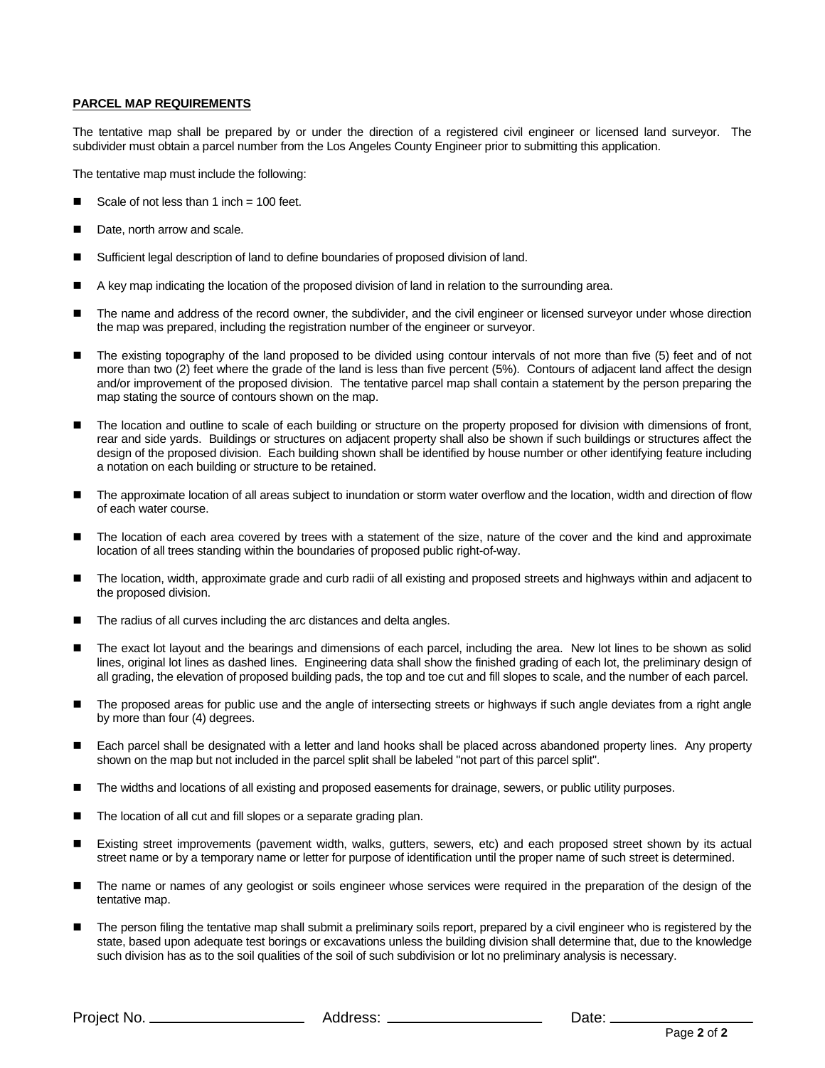**PARCEL MAP REQUIREMENTS**

The tentative map shall be prepared by or under the direction of a registered civil engineer or licensed land surveyor. The subdivider must obtain a parcel number from the Los Angeles County Engineer prior to submitting this application.

The tentative map must include the following:

- Scale of not less than 1 inch = 100 feet.
- Date, north arrow and scale.
- Sufficient legal description of land to define boundaries of proposed division of land.
- A key map indicating the location of the proposed division of land in relation to the surrounding area.
- The name and address of the record owner, the subdivider, and the civil engineer or licensed surveyor under whose direction the map was prepared, including the registration number of the engineer or surveyor.
- The existing topography of the land proposed to be divided using contour intervals of not more than five (5) feet and of not more than two (2) feet where the grade of the land is less than five percent (5%). Contours of adjacent land affect the design and/or improvement of the proposed division. The tentative parcel map shall contain a statement by the person preparing the map stating the source of contours shown on the map.
- The location and outline to scale of each building or structure on the property proposed for division with dimensions of front, rear and side yards. Buildings or structures on adjacent property shall also be shown if such buildings or structures affect the design of the proposed division. Each building shown shall be identified by house number or other identifying feature including a notation on each building or structure to be retained.
- The approximate location of all areas subject to inundation or storm water overflow and the location, width and direction of flow of each water course.
- The location of each area covered by trees with a statement of the size, nature of the cover and the kind and approximate location of all trees standing within the boundaries of proposed public right-of-way.
- The location, width, approximate grade and curb radii of all existing and proposed streets and highways within and adjacent to the proposed division.
- The radius of all curves including the arc distances and delta angles.
- The exact lot layout and the bearings and dimensions of each parcel, including the area. New lot lines to be shown as solid lines, original lot lines as dashed lines. Engineering data shall show the finished grading of each lot, the preliminary design of all grading, the elevation of proposed building pads, the top and toe cut and fill slopes to scale, and the number of each parcel.
- The proposed areas for public use and the angle of intersecting streets or highways if such angle deviates from a right angle by more than four (4) degrees.
- Each parcel shall be designated with a letter and land hooks shall be placed across abandoned property lines. Any property shown on the map but not included in the parcel split shall be labeled "not part of this parcel split".
- The widths and locations of all existing and proposed easements for drainage, sewers, or public utility purposes.
- The location of all cut and fill slopes or a separate grading plan.
- Existing street improvements (pavement width, walks, gutters, sewers, etc) and each proposed street shown by its actual street name or by a temporary name or letter for purpose of identification until the proper name of such street is determined.
- The name or names of any geologist or soils engineer whose services were required in the preparation of the design of the tentative map.
- The person filing the tentative map shall submit a preliminary soils report, prepared by a civil engineer who is registered by the state, based upon adequate test borings or excavations unless the building division shall determine that, due to the knowledge such division has as to the soil qualities of the soil of such subdivision or lot no preliminary analysis is necessary.

Project No. ____________________ Address: ____________________ Date: ____________________